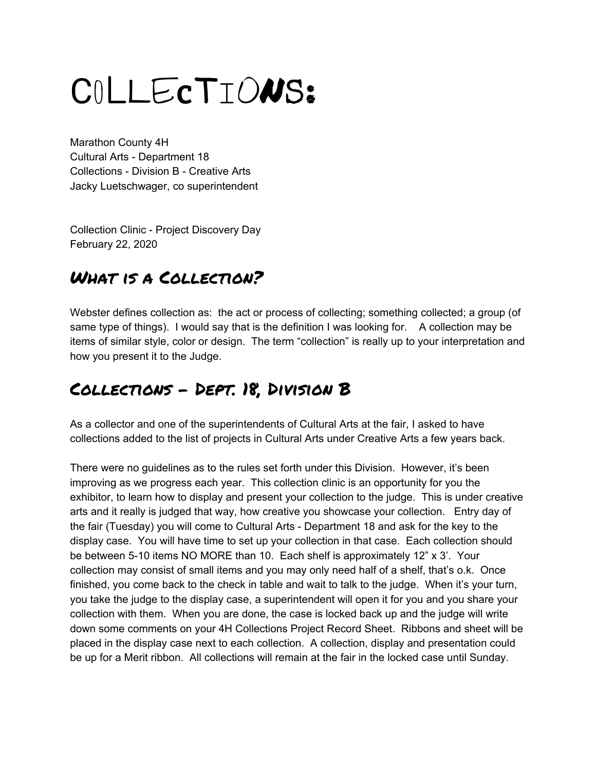# COLLECTIONS:

Marathon County 4H
Cultural Arts - Department 18
Collections - Division B - Creative Arts
Jacky Luetschwager, co superintendent

Collection Clinic - Project Discovery Day
February 22, 2020

## What is a Collection?

Webster defines collection as: the act or process of collecting; something collected; a group (of same type of things). I would say that is the definition I was looking for. A collection may be items of similar style, color or design. The term "collection" is really up to your interpretation and how you present it to the Judge.

## Collections - Dept. 18, Division B

As a collector and one of the superintendents of Cultural Arts at the fair, I asked to have collections added to the list of projects in Cultural Arts under Creative Arts a few years back.

There were no guidelines as to the rules set forth under this Division. However, it's been improving as we progress each year. This collection clinic is an opportunity for you the exhibitor, to learn how to display and present your collection to the judge. This is under creative arts and it really is judged that way, how creative you showcase your collection. Entry day of the fair (Tuesday) you will come to Cultural Arts - Department 18 and ask for the key to the display case. You will have time to set up your collection in that case. Each collection should be between 5-10 items NO MORE than 10. Each shelf is approximately 12" x 3'. Your collection may consist of small items and you may only need half of a shelf, that's o.k. Once finished, you come back to the check in table and wait to talk to the judge. When it's your turn, you take the judge to the display case, a superintendent will open it for you and you share your collection with them. When you are done, the case is locked back up and the judge will write down some comments on your 4H Collections Project Record Sheet. Ribbons and sheet will be placed in the display case next to each collection. A collection, display and presentation could be up for a Merit ribbon. All collections will remain at the fair in the locked case until Sunday.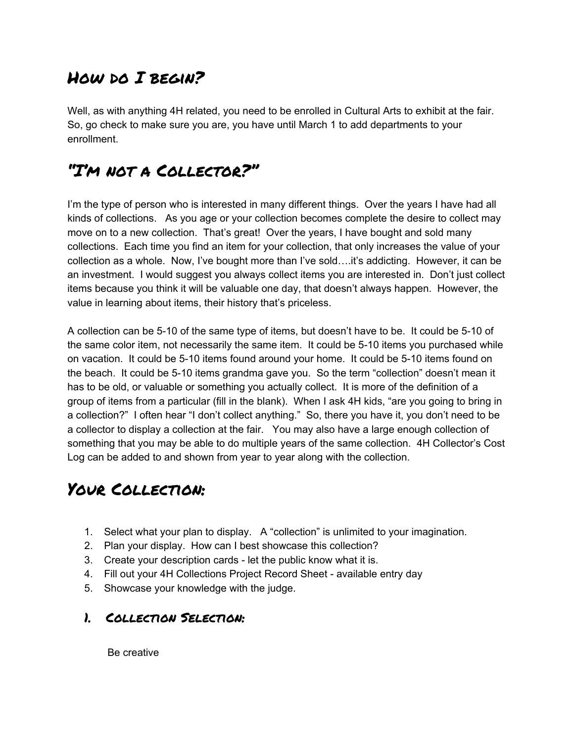## How do I begin?

Well, as with anything 4H related, you need to be enrolled in Cultural Arts to exhibit at the fair. So, go check to make sure you are, you have until March 1 to add departments to your enrollment.

## "I'm not a Collector?"

I'm the type of person who is interested in many different things. Over the years I have had all kinds of collections. As you age or your collection becomes complete the desire to collect may move on to a new collection. That's great! Over the years, I have bought and sold many collections. Each time you find an item for your collection, that only increases the value of your collection as a whole. Now, I've bought more than I've sold….it's addicting. However, it can be an investment. I would suggest you always collect items you are interested in. Don't just collect items because you think it will be valuable one day, that doesn't always happen. However, the value in learning about items, their history that's priceless.

A collection can be 5-10 of the same type of items, but doesn't have to be. It could be 5-10 of the same color item, not necessarily the same item. It could be 5-10 items you purchased while on vacation. It could be 5-10 items found around your home. It could be 5-10 items found on the beach. It could be 5-10 items grandma gave you. So the term "collection" doesn't mean it has to be old, or valuable or something you actually collect. It is more of the definition of a group of items from a particular (fill in the blank). When I ask 4H kids, "are you going to bring in a collection?" I often hear "I don't collect anything." So, there you have it, you don't need to be a collector to display a collection at the fair. You may also have a large enough collection of something that you may be able to do multiple years of the same collection. 4H Collector's Cost Log can be added to and shown from year to year along with the collection.

## Your Collection:

1. Select what your plan to display. A "collection" is unlimited to your imagination.
2. Plan your display. How can I best showcase this collection?
3. Create your description cards - let the public know what it is.
4. Fill out your 4H Collections Project Record Sheet - available entry day
5. Showcase your knowledge with the judge.

### 1. Collection Selection:

Be creative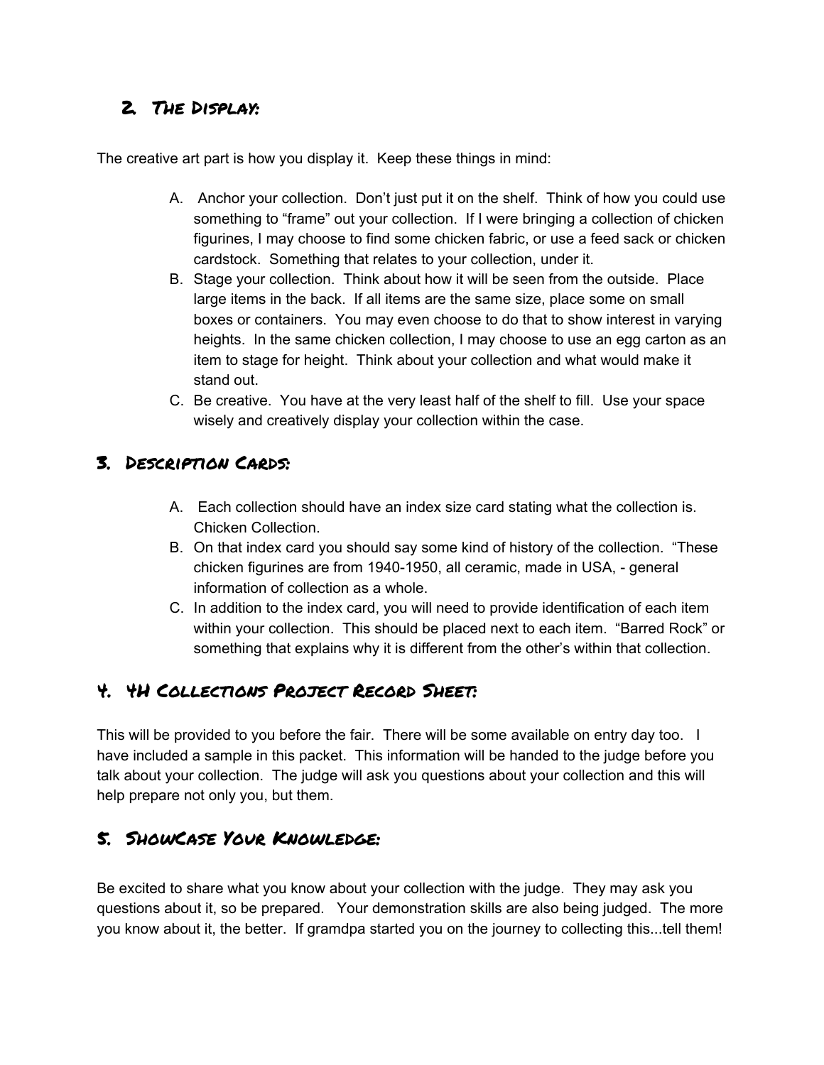## 2. The Display:

The creative art part is how you display it. Keep these things in mind:

A. Anchor your collection. Don't just put it on the shelf. Think of how you could use something to "frame" out your collection. If I were bringing a collection of chicken figurines, I may choose to find some chicken fabric, or use a feed sack or chicken cardstock. Something that relates to your collection, under it.
B. Stage your collection. Think about how it will be seen from the outside. Place large items in the back. If all items are the same size, place some on small boxes or containers. You may even choose to do that to show interest in varying heights. In the same chicken collection, I may choose to use an egg carton as an item to stage for height. Think about your collection and what would make it stand out.
C. Be creative. You have at the very least half of the shelf to fill. Use your space wisely and creatively display your collection within the case.

## 3. Description Cards:

A. Each collection should have an index size card stating what the collection is. Chicken Collection.
B. On that index card you should say some kind of history of the collection. "These chicken figurines are from 1940-1950, all ceramic, made in USA, - general information of collection as a whole.
C. In addition to the index card, you will need to provide identification of each item within your collection. This should be placed next to each item. "Barred Rock" or something that explains why it is different from the other's within that collection.

## 4. 4H Collections Project Record Sheet:

This will be provided to you before the fair. There will be some available on entry day too. I have included a sample in this packet. This information will be handed to the judge before you talk about your collection. The judge will ask you questions about your collection and this will help prepare not only you, but them.

## 5. ShowCase Your Knowledge:

Be excited to share what you know about your collection with the judge. They may ask you questions about it, so be prepared. Your demonstration skills are also being judged. The more you know about it, the better. If gramdpa started you on the journey to collecting this...tell them!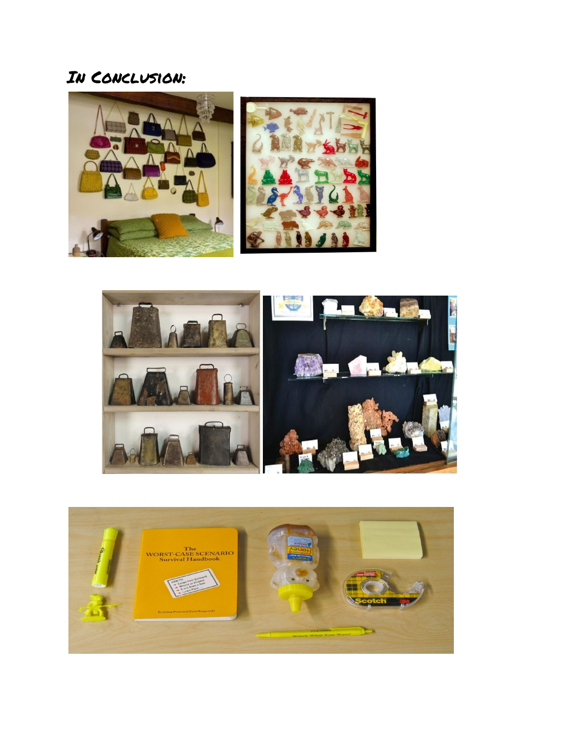# In Conclusion: